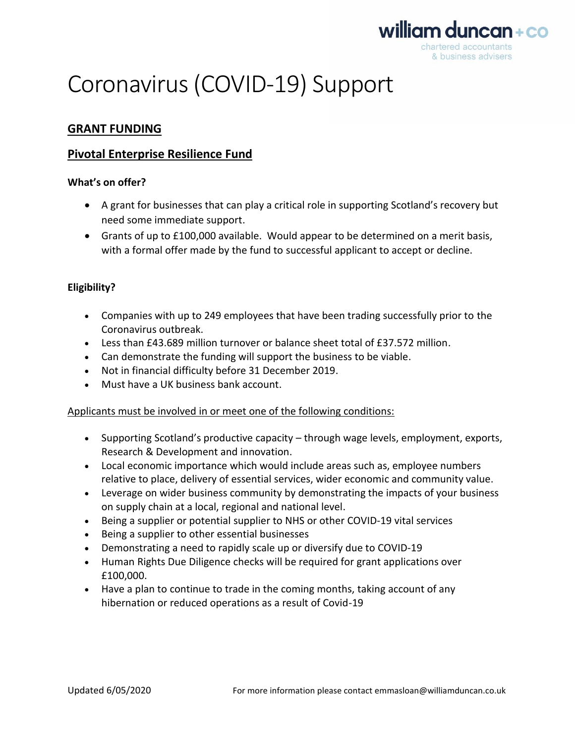# Coronavirus (COVID-19) Support

## GRANT FUNDING

### Pivotal Enterprise Resilience Fund

**What's on offer?**

- A grant for businesses that can play a critical role in supporting Scotland's recovery but need some immediate support.
- Grants of up to £100,000 available. Would appear to be determined on a merit basis, with a formal offer made by the fund to successful applicant to accept or decline.

**Eligibility?**

- Companies with up to 249 employees that have been trading successfully prior to the Coronavirus outbreak.
- Less than £43.689 million turnover or balance sheet total of £37.572 million.
- Can demonstrate the funding will support the business to be viable.
- Not in financial difficulty before 31 December 2019.
- Must have a UK business bank account.

Applicants must be involved in or meet one of the following conditions:

- Supporting Scotland's productive capacity – through wage levels, employment, exports, Research & Development and innovation.
- Local economic importance which would include areas such as, employee numbers relative to place, delivery of essential services, wider economic and community value.
- Leverage on wider business community by demonstrating the impacts of your business on supply chain at a local, regional and national level.
- Being a supplier or potential supplier to NHS or other COVID-19 vital services
- Being a supplier to other essential businesses
- Demonstrating a need to rapidly scale up or diversify due to COVID-19
- Human Rights Due Diligence checks will be required for grant applications over £100,000.
- Have a plan to continue to trade in the coming months, taking account of any hibernation or reduced operations as a result of Covid-19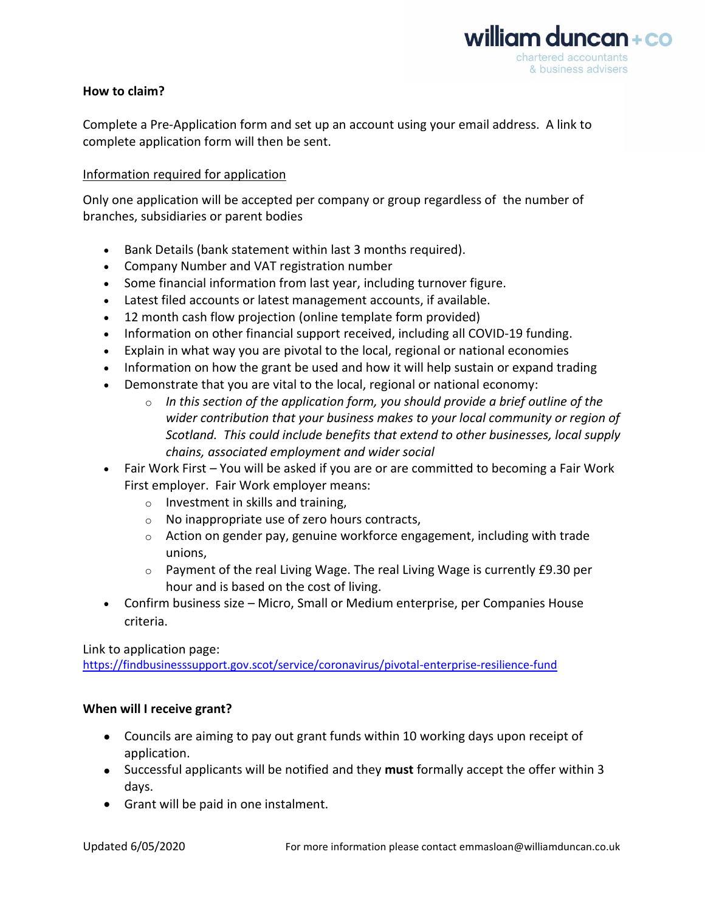**How to claim?**

Complete a Pre-Application form and set up an account using your email address. A link to complete application form will then be sent.

Information required for application

Only one application will be accepted per company or group regardless of the number of branches, subsidiaries or parent bodies

- Bank Details (bank statement within last 3 months required).
- Company Number and VAT registration number
- Some financial information from last year, including turnover figure.
- Latest filed accounts or latest management accounts, if available.
- 12 month cash flow projection (online template form provided)
- Information on other financial support received, including all COVID-19 funding.
- Explain in what way you are pivotal to the local, regional or national economies
- Information on how the grant be used and how it will help sustain or expand trading
- Demonstrate that you are vital to the local, regional or national economy:
    - *In this section of the application form, you should provide a brief outline of the wider contribution that your business makes to your local community or region of Scotland. This could include benefits that extend to other businesses, local supply chains, associated employment and wider social*
- Fair Work First – You will be asked if you are or are committed to becoming a Fair Work First employer. Fair Work employer means:
    - Investment in skills and training,
    - No inappropriate use of zero hours contracts,
    - Action on gender pay, genuine workforce engagement, including with trade unions,
    - Payment of the real Living Wage. The real Living Wage is currently £9.30 per hour and is based on the cost of living.
- Confirm business size – Micro, Small or Medium enterprise, per Companies House criteria.

Link to application page:
https://findbusinesssupport.gov.scot/service/coronavirus/pivotal-enterprise-resilience-fund

**When will I receive grant?**

- Councils are aiming to pay out grant funds within 10 working days upon receipt of application.
- Successful applicants will be notified and they **must** formally accept the offer within 3 days.
- Grant will be paid in one instalment.

Updated 6/05/2020 For more information please contact emmasloan@williamduncan.co.uk